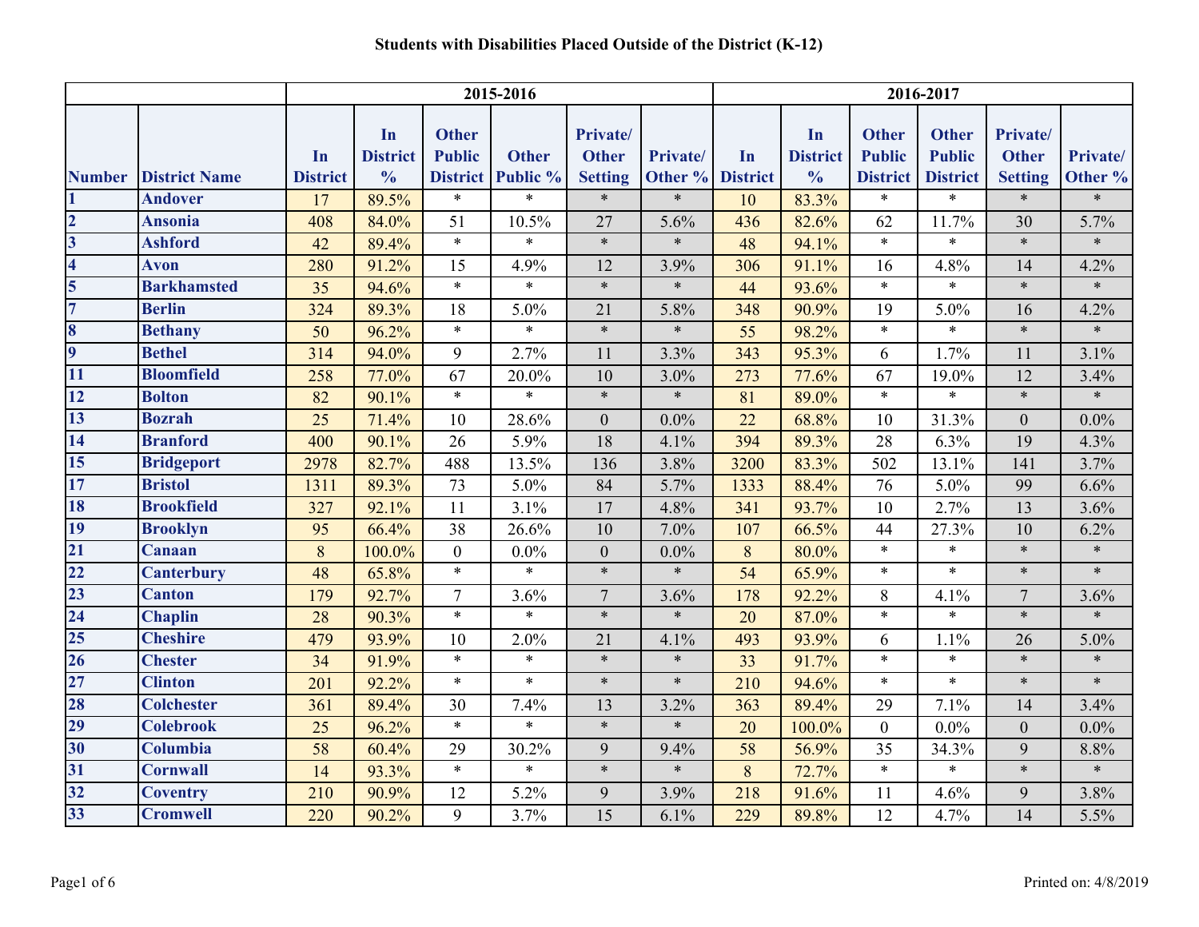# Students with Disabilities Placed Outside of the District (K-12)

| | | 2015-2016 | | | | | | 2016-2017 | | | | | |
|---|---|---|---|---|---|---|---|---|---|---|---|---|---|
| Number | District Name | In District | In District % | Other Public District | Other Public % | Private/ Other Setting | Private/ Other % | In District | In District % | Other Public District | Other Public District | Private/ Other Setting | Private/ Other % |
| 1 | Andover | 17 | 89.5% | * | * | * | * | 10 | 83.3% | * | * | * | * |
| 2 | Ansonia | 408 | 84.0% | 51 | 10.5% | 27 | 5.6% | 436 | 82.6% | 62 | 11.7% | 30 | 5.7% |
| 3 | Ashford | 42 | 89.4% | * | * | * | * | 48 | 94.1% | * | * | * | * |
| 4 | Avon | 280 | 91.2% | 15 | 4.9% | 12 | 3.9% | 306 | 91.1% | 16 | 4.8% | 14 | 4.2% |
| 5 | Barkhamsted | 35 | 94.6% | * | * | * | * | 44 | 93.6% | * | * | * | * |
| 7 | Berlin | 324 | 89.3% | 18 | 5.0% | 21 | 5.8% | 348 | 90.9% | 19 | 5.0% | 16 | 4.2% |
| 8 | Bethany | 50 | 96.2% | * | * | * | * | 55 | 98.2% | * | * | * | * |
| 9 | Bethel | 314 | 94.0% | 9 | 2.7% | 11 | 3.3% | 343 | 95.3% | 6 | 1.7% | 11 | 3.1% |
| 11 | Bloomfield | 258 | 77.0% | 67 | 20.0% | 10 | 3.0% | 273 | 77.6% | 67 | 19.0% | 12 | 3.4% |
| 12 | Bolton | 82 | 90.1% | * | * | * | * | 81 | 89.0% | * | * | * | * |
| 13 | Bozrah | 25 | 71.4% | 10 | 28.6% | 0 | 0.0% | 22 | 68.8% | 10 | 31.3% | 0 | 0.0% |
| 14 | Branford | 400 | 90.1% | 26 | 5.9% | 18 | 4.1% | 394 | 89.3% | 28 | 6.3% | 19 | 4.3% |
| 15 | Bridgeport | 2978 | 82.7% | 488 | 13.5% | 136 | 3.8% | 3200 | 83.3% | 502 | 13.1% | 141 | 3.7% |
| 17 | Bristol | 1311 | 89.3% | 73 | 5.0% | 84 | 5.7% | 1333 | 88.4% | 76 | 5.0% | 99 | 6.6% |
| 18 | Brookfield | 327 | 92.1% | 11 | 3.1% | 17 | 4.8% | 341 | 93.7% | 10 | 2.7% | 13 | 3.6% |
| 19 | Brooklyn | 95 | 66.4% | 38 | 26.6% | 10 | 7.0% | 107 | 66.5% | 44 | 27.3% | 10 | 6.2% |
| 21 | Canaan | 8 | 100.0% | 0 | 0.0% | 0 | 0.0% | 8 | 80.0% | * | * | * | * |
| 22 | Canterbury | 48 | 65.8% | * | * | * | * | 54 | 65.9% | * | * | * | * |
| 23 | Canton | 179 | 92.7% | 7 | 3.6% | 7 | 3.6% | 178 | 92.2% | 8 | 4.1% | 7 | 3.6% |
| 24 | Chaplin | 28 | 90.3% | * | * | * | * | 20 | 87.0% | * | * | * | * |
| 25 | Cheshire | 479 | 93.9% | 10 | 2.0% | 21 | 4.1% | 493 | 93.9% | 6 | 1.1% | 26 | 5.0% |
| 26 | Chester | 34 | 91.9% | * | * | * | * | 33 | 91.7% | * | * | * | * |
| 27 | Clinton | 201 | 92.2% | * | * | * | * | 210 | 94.6% | * | * | * | * |
| 28 | Colchester | 361 | 89.4% | 30 | 7.4% | 13 | 3.2% | 363 | 89.4% | 29 | 7.1% | 14 | 3.4% |
| 29 | Colebrook | 25 | 96.2% | * | * | * | * | 20 | 100.0% | 0 | 0.0% | 0 | 0.0% |
| 30 | Columbia | 58 | 60.4% | 29 | 30.2% | 9 | 9.4% | 58 | 56.9% | 35 | 34.3% | 9 | 8.8% |
| 31 | Cornwall | 14 | 93.3% | * | * | * | * | 8 | 72.7% | * | * | * | * |
| 32 | Coventry | 210 | 90.9% | 12 | 5.2% | 9 | 3.9% | 218 | 91.6% | 11 | 4.6% | 9 | 3.8% |
| 33 | Cromwell | 220 | 90.2% | 9 | 3.7% | 15 | 6.1% | 229 | 89.8% | 12 | 4.7% | 14 | 5.5% |

Printed on: 4/8/2019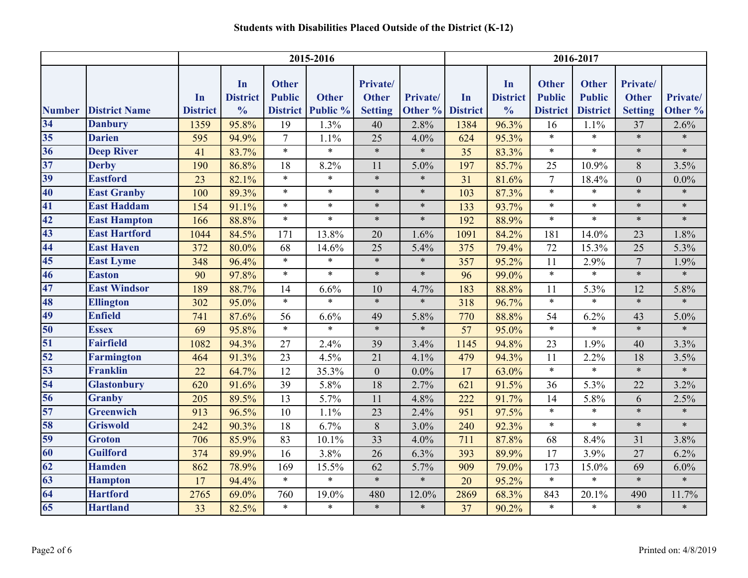**Students with Disabilities Placed Outside of the District (K-12)**

| | | 2015-2016 | | | | | | 2016-2017 | | | | | |
|---|---|---|---|---|---|---|---|---|---|---|---|---|---|
| Number | District Name | In District | In District % | Other Public District | Other Public % | Private/ Other Setting | Private/ Other % | In District | In District % | Other Public District | Other Public District | Private/ Other Setting | Private/ Other % |
| 34 | Danbury | 1359 | 95.8% | 19 | 1.3% | 40 | 2.8% | 1384 | 96.3% | 16 | 1.1% | 37 | 2.6% |
| 35 | Darien | 595 | 94.9% | 7 | 1.1% | 25 | 4.0% | 624 | 95.3% | * | * | * | * |
| 36 | Deep River | 41 | 83.7% | * | * | * | * | 35 | 83.3% | * | * | * | * |
| 37 | Derby | 190 | 86.8% | 18 | 8.2% | 11 | 5.0% | 197 | 85.7% | 25 | 10.9% | 8 | 3.5% |
| 39 | Eastford | 23 | 82.1% | * | * | * | * | 31 | 81.6% | 7 | 18.4% | 0 | 0.0% |
| 40 | East Granby | 100 | 89.3% | * | * | * | * | 103 | 87.3% | * | * | * | * |
| 41 | East Haddam | 154 | 91.1% | * | * | * | * | 133 | 93.7% | * | * | * | * |
| 42 | East Hampton | 166 | 88.8% | * | * | * | * | 192 | 88.9% | * | * | * | * |
| 43 | East Hartford | 1044 | 84.5% | 171 | 13.8% | 20 | 1.6% | 1091 | 84.2% | 181 | 14.0% | 23 | 1.8% |
| 44 | East Haven | 372 | 80.0% | 68 | 14.6% | 25 | 5.4% | 375 | 79.4% | 72 | 15.3% | 25 | 5.3% |
| 45 | East Lyme | 348 | 96.4% | * | * | * | * | 357 | 95.2% | 11 | 2.9% | 7 | 1.9% |
| 46 | Easton | 90 | 97.8% | * | * | * | * | 96 | 99.0% | * | * | * | * |
| 47 | East Windsor | 189 | 88.7% | 14 | 6.6% | 10 | 4.7% | 183 | 88.8% | 11 | 5.3% | 12 | 5.8% |
| 48 | Ellington | 302 | 95.0% | * | * | * | * | 318 | 96.7% | * | * | * | * |
| 49 | Enfield | 741 | 87.6% | 56 | 6.6% | 49 | 5.8% | 770 | 88.8% | 54 | 6.2% | 43 | 5.0% |
| 50 | Essex | 69 | 95.8% | * | * | * | * | 57 | 95.0% | * | * | * | * |
| 51 | Fairfield | 1082 | 94.3% | 27 | 2.4% | 39 | 3.4% | 1145 | 94.8% | 23 | 1.9% | 40 | 3.3% |
| 52 | Farmington | 464 | 91.3% | 23 | 4.5% | 21 | 4.1% | 479 | 94.3% | 11 | 2.2% | 18 | 3.5% |
| 53 | Franklin | 22 | 64.7% | 12 | 35.3% | 0 | 0.0% | 17 | 63.0% | * | * | * | * |
| 54 | Glastonbury | 620 | 91.6% | 39 | 5.8% | 18 | 2.7% | 621 | 91.5% | 36 | 5.3% | 22 | 3.2% |
| 56 | Granby | 205 | 89.5% | 13 | 5.7% | 11 | 4.8% | 222 | 91.7% | 14 | 5.8% | 6 | 2.5% |
| 57 | Greenwich | 913 | 96.5% | 10 | 1.1% | 23 | 2.4% | 951 | 97.5% | * | * | * | * |
| 58 | Griswold | 242 | 90.3% | 18 | 6.7% | 8 | 3.0% | 240 | 92.3% | * | * | * | * |
| 59 | Groton | 706 | 85.9% | 83 | 10.1% | 33 | 4.0% | 711 | 87.8% | 68 | 8.4% | 31 | 3.8% |
| 60 | Guilford | 374 | 89.9% | 16 | 3.8% | 26 | 6.3% | 393 | 89.9% | 17 | 3.9% | 27 | 6.2% |
| 62 | Hamden | 862 | 78.9% | 169 | 15.5% | 62 | 5.7% | 909 | 79.0% | 173 | 15.0% | 69 | 6.0% |
| 63 | Hampton | 17 | 94.4% | * | * | * | * | 20 | 95.2% | * | * | * | * |
| 64 | Hartford | 2765 | 69.0% | 760 | 19.0% | 480 | 12.0% | 2869 | 68.3% | 843 | 20.1% | 490 | 11.7% |
| 65 | Hartland | 33 | 82.5% | * | * | * | * | 37 | 90.2% | * | * | * | * |

Printed on: 4/8/2019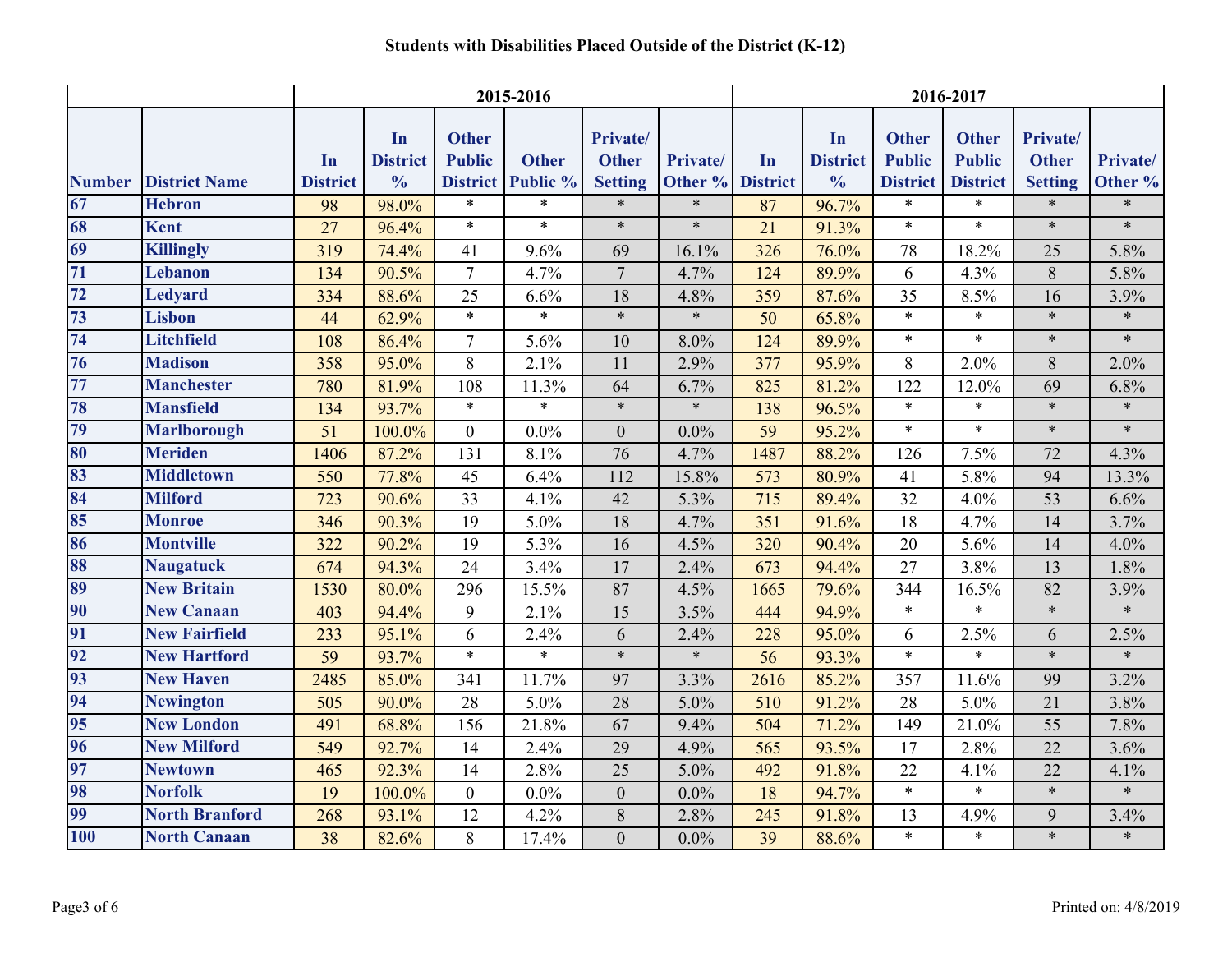**Students with Disabilities Placed Outside of the District (K-12)**

| | | 2015-2016 | | | | | | 2016-2017 | | | | | |
|---|---|---|---|---|---|---|---|---|---|---|---|---|---|
| Number | District Name | In District | In District % | Other Public District | Other Public % | Private/ Other Setting | Private/ Other % | In District | In District % | Other Public District | Other Public District | Private/ Other Setting | Private/ Other % |
| 67 | Hebron | 98 | 98.0% | * | * | * | * | 87 | 96.7% | * | * | * | * |
| 68 | Kent | 27 | 96.4% | * | * | * | * | 21 | 91.3% | * | * | * | * |
| 69 | Killingly | 319 | 74.4% | 41 | 9.6% | 69 | 16.1% | 326 | 76.0% | 78 | 18.2% | 25 | 5.8% |
| 71 | Lebanon | 134 | 90.5% | 7 | 4.7% | 7 | 4.7% | 124 | 89.9% | 6 | 4.3% | 8 | 5.8% |
| 72 | Ledyard | 334 | 88.6% | 25 | 6.6% | 18 | 4.8% | 359 | 87.6% | 35 | 8.5% | 16 | 3.9% |
| 73 | Lisbon | 44 | 62.9% | * | * | * | * | 50 | 65.8% | * | * | * | * |
| 74 | Litchfield | 108 | 86.4% | 7 | 5.6% | 10 | 8.0% | 124 | 89.9% | * | * | * | * |
| 76 | Madison | 358 | 95.0% | 8 | 2.1% | 11 | 2.9% | 377 | 95.9% | 8 | 2.0% | 8 | 2.0% |
| 77 | Manchester | 780 | 81.9% | 108 | 11.3% | 64 | 6.7% | 825 | 81.2% | 122 | 12.0% | 69 | 6.8% |
| 78 | Mansfield | 134 | 93.7% | * | * | * | * | 138 | 96.5% | * | * | * | * |
| 79 | Marlborough | 51 | 100.0% | 0 | 0.0% | 0 | 0.0% | 59 | 95.2% | * | * | * | * |
| 80 | Meriden | 1406 | 87.2% | 131 | 8.1% | 76 | 4.7% | 1487 | 88.2% | 126 | 7.5% | 72 | 4.3% |
| 83 | Middletown | 550 | 77.8% | 45 | 6.4% | 112 | 15.8% | 573 | 80.9% | 41 | 5.8% | 94 | 13.3% |
| 84 | Milford | 723 | 90.6% | 33 | 4.1% | 42 | 5.3% | 715 | 89.4% | 32 | 4.0% | 53 | 6.6% |
| 85 | Monroe | 346 | 90.3% | 19 | 5.0% | 18 | 4.7% | 351 | 91.6% | 18 | 4.7% | 14 | 3.7% |
| 86 | Montville | 322 | 90.2% | 19 | 5.3% | 16 | 4.5% | 320 | 90.4% | 20 | 5.6% | 14 | 4.0% |
| 88 | Naugatuck | 674 | 94.3% | 24 | 3.4% | 17 | 2.4% | 673 | 94.4% | 27 | 3.8% | 13 | 1.8% |
| 89 | New Britain | 1530 | 80.0% | 296 | 15.5% | 87 | 4.5% | 1665 | 79.6% | 344 | 16.5% | 82 | 3.9% |
| 90 | New Canaan | 403 | 94.4% | 9 | 2.1% | 15 | 3.5% | 444 | 94.9% | * | * | * | * |
| 91 | New Fairfield | 233 | 95.1% | 6 | 2.4% | 6 | 2.4% | 228 | 95.0% | 6 | 2.5% | 6 | 2.5% |
| 92 | New Hartford | 59 | 93.7% | * | * | * | * | 56 | 93.3% | * | * | * | * |
| 93 | New Haven | 2485 | 85.0% | 341 | 11.7% | 97 | 3.3% | 2616 | 85.2% | 357 | 11.6% | 99 | 3.2% |
| 94 | Newington | 505 | 90.0% | 28 | 5.0% | 28 | 5.0% | 510 | 91.2% | 28 | 5.0% | 21 | 3.8% |
| 95 | New London | 491 | 68.8% | 156 | 21.8% | 67 | 9.4% | 504 | 71.2% | 149 | 21.0% | 55 | 7.8% |
| 96 | New Milford | 549 | 92.7% | 14 | 2.4% | 29 | 4.9% | 565 | 93.5% | 17 | 2.8% | 22 | 3.6% |
| 97 | Newtown | 465 | 92.3% | 14 | 2.8% | 25 | 5.0% | 492 | 91.8% | 22 | 4.1% | 22 | 4.1% |
| 98 | Norfolk | 19 | 100.0% | 0 | 0.0% | 0 | 0.0% | 18 | 94.7% | * | * | * | * |
| 99 | North Branford | 268 | 93.1% | 12 | 4.2% | 8 | 2.8% | 245 | 91.8% | 13 | 4.9% | 9 | 3.4% |
| 100 | North Canaan | 38 | 82.6% | 8 | 17.4% | 0 | 0.0% | 39 | 88.6% | * | * | * | * |

Printed on: 4/8/2019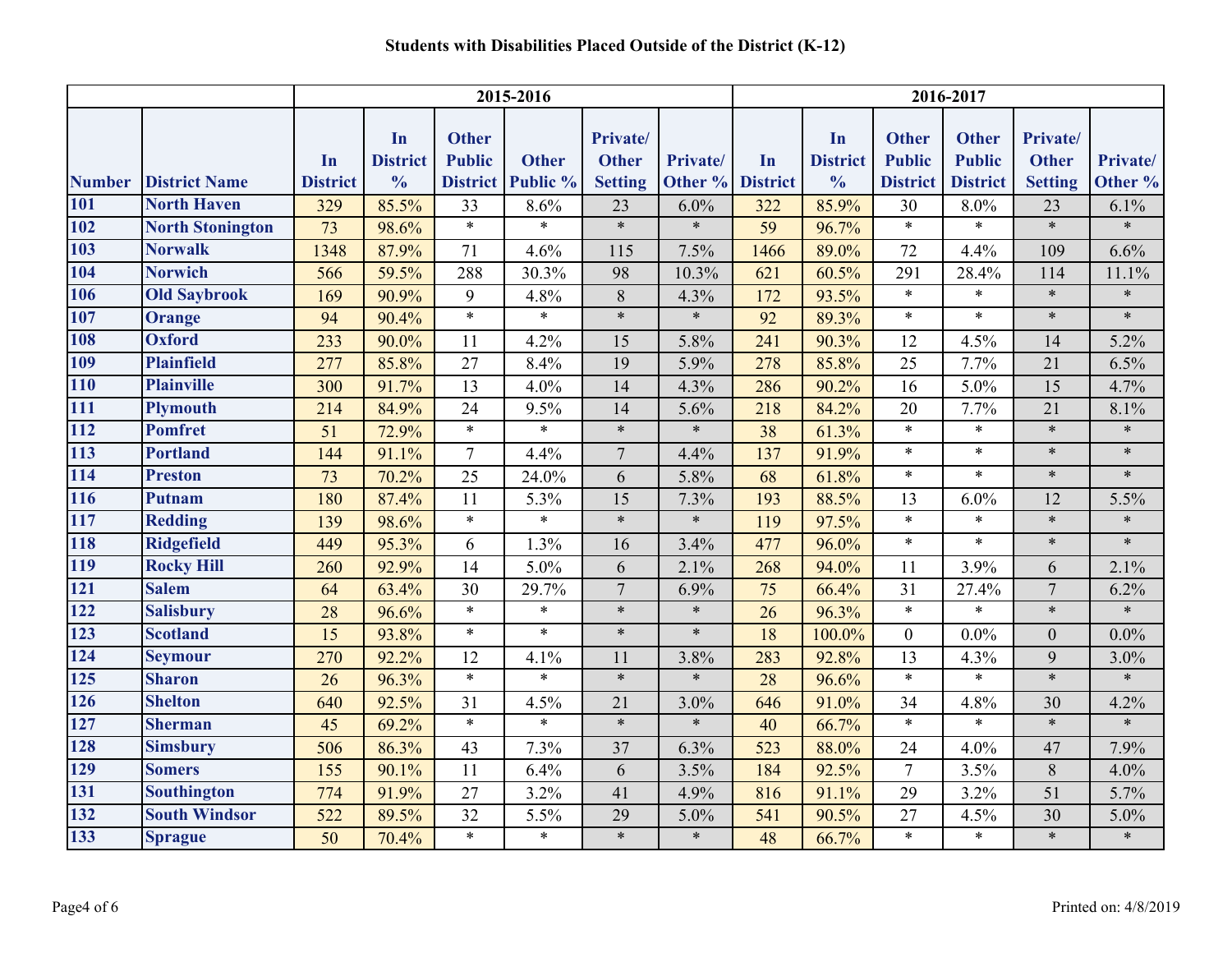**Students with Disabilities Placed Outside of the District (K-12)**

| | | 2015-2016 | | | | | | 2016-2017 | | | | | |
|---|---|---|---|---|---|---|---|---|---|---|---|---|---|
| Number | District Name | In District | In District % | Other Public District | Other Public % | Private/ Other Setting | Private/ Other % | In District | In District % | Other Public District | Other Public District | Private/ Other Setting | Private/ Other % |
| 101 | North Haven | 329 | 85.5% | 33 | 8.6% | 23 | 6.0% | 322 | 85.9% | 30 | 8.0% | 23 | 6.1% |
| 102 | North Stonington | 73 | 98.6% | * | * | * | * | 59 | 96.7% | * | * | * | * |
| 103 | Norwalk | 1348 | 87.9% | 71 | 4.6% | 115 | 7.5% | 1466 | 89.0% | 72 | 4.4% | 109 | 6.6% |
| 104 | Norwich | 566 | 59.5% | 288 | 30.3% | 98 | 10.3% | 621 | 60.5% | 291 | 28.4% | 114 | 11.1% |
| 106 | Old Saybrook | 169 | 90.9% | 9 | 4.8% | 8 | 4.3% | 172 | 93.5% | * | * | * | * |
| 107 | Orange | 94 | 90.4% | * | * | * | * | 92 | 89.3% | * | * | * | * |
| 108 | Oxford | 233 | 90.0% | 11 | 4.2% | 15 | 5.8% | 241 | 90.3% | 12 | 4.5% | 14 | 5.2% |
| 109 | Plainfield | 277 | 85.8% | 27 | 8.4% | 19 | 5.9% | 278 | 85.8% | 25 | 7.7% | 21 | 6.5% |
| 110 | Plainville | 300 | 91.7% | 13 | 4.0% | 14 | 4.3% | 286 | 90.2% | 16 | 5.0% | 15 | 4.7% |
| 111 | Plymouth | 214 | 84.9% | 24 | 9.5% | 14 | 5.6% | 218 | 84.2% | 20 | 7.7% | 21 | 8.1% |
| 112 | Pomfret | 51 | 72.9% | * | * | * | * | 38 | 61.3% | * | * | * | * |
| 113 | Portland | 144 | 91.1% | 7 | 4.4% | 7 | 4.4% | 137 | 91.9% | * | * | * | * |
| 114 | Preston | 73 | 70.2% | 25 | 24.0% | 6 | 5.8% | 68 | 61.8% | * | * | * | * |
| 116 | Putnam | 180 | 87.4% | 11 | 5.3% | 15 | 7.3% | 193 | 88.5% | 13 | 6.0% | 12 | 5.5% |
| 117 | Redding | 139 | 98.6% | * | * | * | * | 119 | 97.5% | * | * | * | * |
| 118 | Ridgefield | 449 | 95.3% | 6 | 1.3% | 16 | 3.4% | 477 | 96.0% | * | * | * | * |
| 119 | Rocky Hill | 260 | 92.9% | 14 | 5.0% | 6 | 2.1% | 268 | 94.0% | 11 | 3.9% | 6 | 2.1% |
| 121 | Salem | 64 | 63.4% | 30 | 29.7% | 7 | 6.9% | 75 | 66.4% | 31 | 27.4% | 7 | 6.2% |
| 122 | Salisbury | 28 | 96.6% | * | * | * | * | 26 | 96.3% | * | * | * | * |
| 123 | Scotland | 15 | 93.8% | * | * | * | * | 18 | 100.0% | 0 | 0.0% | 0 | 0.0% |
| 124 | Seymour | 270 | 92.2% | 12 | 4.1% | 11 | 3.8% | 283 | 92.8% | 13 | 4.3% | 9 | 3.0% |
| 125 | Sharon | 26 | 96.3% | * | * | * | * | 28 | 96.6% | * | * | * | * |
| 126 | Shelton | 640 | 92.5% | 31 | 4.5% | 21 | 3.0% | 646 | 91.0% | 34 | 4.8% | 30 | 4.2% |
| 127 | Sherman | 45 | 69.2% | * | * | * | * | 40 | 66.7% | * | * | * | * |
| 128 | Simsbury | 506 | 86.3% | 43 | 7.3% | 37 | 6.3% | 523 | 88.0% | 24 | 4.0% | 47 | 7.9% |
| 129 | Somers | 155 | 90.1% | 11 | 6.4% | 6 | 3.5% | 184 | 92.5% | 7 | 3.5% | 8 | 4.0% |
| 131 | Southington | 774 | 91.9% | 27 | 3.2% | 41 | 4.9% | 816 | 91.1% | 29 | 3.2% | 51 | 5.7% |
| 132 | South Windsor | 522 | 89.5% | 32 | 5.5% | 29 | 5.0% | 541 | 90.5% | 27 | 4.5% | 30 | 5.0% |
| 133 | Sprague | 50 | 70.4% | * | * | * | * | 48 | 66.7% | * | * | * | * |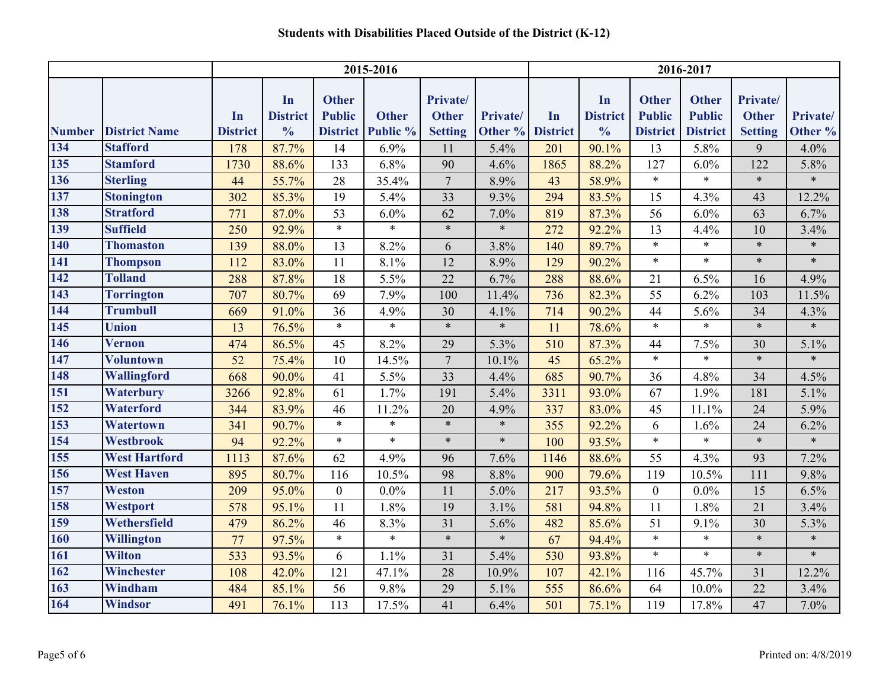**Students with Disabilities Placed Outside of the District (K-12)**

| | | 2015-2016 | | | | | | 2016-2017 | | | | | |
|---|---|---|---|---|---|---|---|---|---|---|---|---|---|
| Number | District Name | In District | In District % | Other Public District | Other Public % | Private/ Other Setting | Private/ Other % | In District | In District % | Other Public District | Other Public District | Private/ Other Setting | Private/ Other % |
| 134 | Stafford | 178 | 87.7% | 14 | 6.9% | 11 | 5.4% | 201 | 90.1% | 13 | 5.8% | 9 | 4.0% |
| 135 | Stamford | 1730 | 88.6% | 133 | 6.8% | 90 | 4.6% | 1865 | 88.2% | 127 | 6.0% | 122 | 5.8% |
| 136 | Sterling | 44 | 55.7% | 28 | 35.4% | 7 | 8.9% | 43 | 58.9% | * | * | * | * |
| 137 | Stonington | 302 | 85.3% | 19 | 5.4% | 33 | 9.3% | 294 | 83.5% | 15 | 4.3% | 43 | 12.2% |
| 138 | Stratford | 771 | 87.0% | 53 | 6.0% | 62 | 7.0% | 819 | 87.3% | 56 | 6.0% | 63 | 6.7% |
| 139 | Suffield | 250 | 92.9% | * | * | * | * | 272 | 92.2% | 13 | 4.4% | 10 | 3.4% |
| 140 | Thomaston | 139 | 88.0% | 13 | 8.2% | 6 | 3.8% | 140 | 89.7% | * | * | * | * |
| 141 | Thompson | 112 | 83.0% | 11 | 8.1% | 12 | 8.9% | 129 | 90.2% | * | * | * | * |
| 142 | Tolland | 288 | 87.8% | 18 | 5.5% | 22 | 6.7% | 288 | 88.6% | 21 | 6.5% | 16 | 4.9% |
| 143 | Torrington | 707 | 80.7% | 69 | 7.9% | 100 | 11.4% | 736 | 82.3% | 55 | 6.2% | 103 | 11.5% |
| 144 | Trumbull | 669 | 91.0% | 36 | 4.9% | 30 | 4.1% | 714 | 90.2% | 44 | 5.6% | 34 | 4.3% |
| 145 | Union | 13 | 76.5% | * | * | * | * | 11 | 78.6% | * | * | * | * |
| 146 | Vernon | 474 | 86.5% | 45 | 8.2% | 29 | 5.3% | 510 | 87.3% | 44 | 7.5% | 30 | 5.1% |
| 147 | Voluntown | 52 | 75.4% | 10 | 14.5% | 7 | 10.1% | 45 | 65.2% | * | * | * | * |
| 148 | Wallingford | 668 | 90.0% | 41 | 5.5% | 33 | 4.4% | 685 | 90.7% | 36 | 4.8% | 34 | 4.5% |
| 151 | Waterbury | 3266 | 92.8% | 61 | 1.7% | 191 | 5.4% | 3311 | 93.0% | 67 | 1.9% | 181 | 5.1% |
| 152 | Waterford | 344 | 83.9% | 46 | 11.2% | 20 | 4.9% | 337 | 83.0% | 45 | 11.1% | 24 | 5.9% |
| 153 | Watertown | 341 | 90.7% | * | * | * | * | 355 | 92.2% | 6 | 1.6% | 24 | 6.2% |
| 154 | Westbrook | 94 | 92.2% | * | * | * | * | 100 | 93.5% | * | * | * | * |
| 155 | West Hartford | 1113 | 87.6% | 62 | 4.9% | 96 | 7.6% | 1146 | 88.6% | 55 | 4.3% | 93 | 7.2% |
| 156 | West Haven | 895 | 80.7% | 116 | 10.5% | 98 | 8.8% | 900 | 79.6% | 119 | 10.5% | 111 | 9.8% |
| 157 | Weston | 209 | 95.0% | 0 | 0.0% | 11 | 5.0% | 217 | 93.5% | 0 | 0.0% | 15 | 6.5% |
| 158 | Westport | 578 | 95.1% | 11 | 1.8% | 19 | 3.1% | 581 | 94.8% | 11 | 1.8% | 21 | 3.4% |
| 159 | Wethersfield | 479 | 86.2% | 46 | 8.3% | 31 | 5.6% | 482 | 85.6% | 51 | 9.1% | 30 | 5.3% |
| 160 | Willington | 77 | 97.5% | * | * | * | * | 67 | 94.4% | * | * | * | * |
| 161 | Wilton | 533 | 93.5% | 6 | 1.1% | 31 | 5.4% | 530 | 93.8% | * | * | * | * |
| 162 | Winchester | 108 | 42.0% | 121 | 47.1% | 28 | 10.9% | 107 | 42.1% | 116 | 45.7% | 31 | 12.2% |
| 163 | Windham | 484 | 85.1% | 56 | 9.8% | 29 | 5.1% | 555 | 86.6% | 64 | 10.0% | 22 | 3.4% |
| 164 | Windsor | 491 | 76.1% | 113 | 17.5% | 41 | 6.4% | 501 | 75.1% | 119 | 17.8% | 47 | 7.0% |

Printed on: 4/8/2019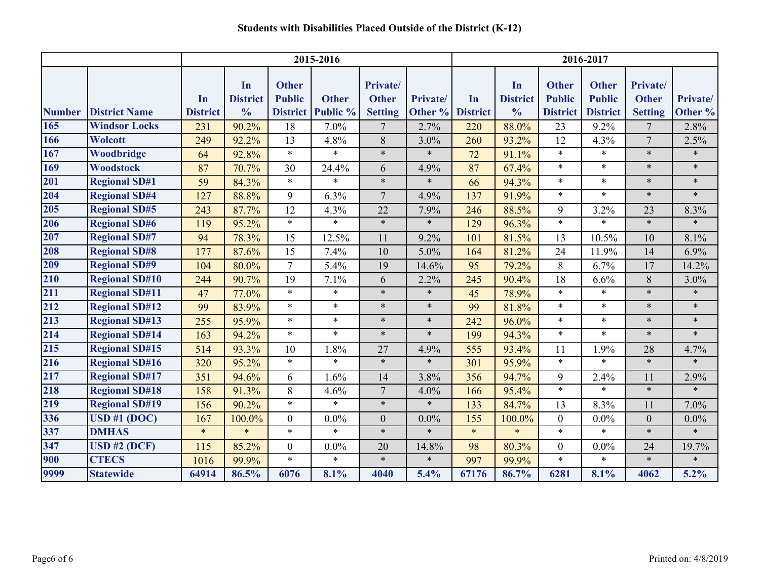## Students with Disabilities Placed Outside of the District (K-12)

| | | 2015-2016 | | | | | | 2016-2017 | | | | | |
|---|---|---|---|---|---|---|---|---|---|---|---|---|---|
| Number | District Name | In District | In District % | Other Public District | Other Public % | Private/ Other Setting | Private/ Other % | In District | In District % | Other Public District | Other Public District | Private/ Other Setting | Private/ Other % |
| 165 | Windsor Locks | 231 | 90.2% | 18 | 7.0% | 7 | 2.7% | 220 | 88.0% | 23 | 9.2% | 7 | 2.8% |
| 166 | Wolcott | 249 | 92.2% | 13 | 4.8% | 8 | 3.0% | 260 | 93.2% | 12 | 4.3% | 7 | 2.5% |
| 167 | Woodbridge | 64 | 92.8% | * | * | * | * | 72 | 91.1% | * | * | * | * |
| 169 | Woodstock | 87 | 70.7% | 30 | 24.4% | 6 | 4.9% | 87 | 67.4% | * | * | * | * |
| 201 | Regional SD#1 | 59 | 84.3% | * | * | * | * | 66 | 94.3% | * | * | * | * |
| 204 | Regional SD#4 | 127 | 88.8% | 9 | 6.3% | 7 | 4.9% | 137 | 91.9% | * | * | * | * |
| 205 | Regional SD#5 | 243 | 87.7% | 12 | 4.3% | 22 | 7.9% | 246 | 88.5% | 9 | 3.2% | 23 | 8.3% |
| 206 | Regional SD#6 | 119 | 95.2% | * | * | * | * | 129 | 96.3% | * | * | * | * |
| 207 | Regional SD#7 | 94 | 78.3% | 15 | 12.5% | 11 | 9.2% | 101 | 81.5% | 13 | 10.5% | 10 | 8.1% |
| 208 | Regional SD#8 | 177 | 87.6% | 15 | 7.4% | 10 | 5.0% | 164 | 81.2% | 24 | 11.9% | 14 | 6.9% |
| 209 | Regional SD#9 | 104 | 80.0% | 7 | 5.4% | 19 | 14.6% | 95 | 79.2% | 8 | 6.7% | 17 | 14.2% |
| 210 | Regional SD#10 | 244 | 90.7% | 19 | 7.1% | 6 | 2.2% | 245 | 90.4% | 18 | 6.6% | 8 | 3.0% |
| 211 | Regional SD#11 | 47 | 77.0% | * | * | * | * | 45 | 78.9% | * | * | * | * |
| 212 | Regional SD#12 | 99 | 83.9% | * | * | * | * | 99 | 81.8% | * | * | * | * |
| 213 | Regional SD#13 | 255 | 95.9% | * | * | * | * | 242 | 96.0% | * | * | * | * |
| 214 | Regional SD#14 | 163 | 94.2% | * | * | * | * | 199 | 94.3% | * | * | * | * |
| 215 | Regional SD#15 | 514 | 93.3% | 10 | 1.8% | 27 | 4.9% | 555 | 93.4% | 11 | 1.9% | 28 | 4.7% |
| 216 | Regional SD#16 | 320 | 95.2% | * | * | * | * | 301 | 95.9% | * | * | * | * |
| 217 | Regional SD#17 | 351 | 94.6% | 6 | 1.6% | 14 | 3.8% | 356 | 94.7% | 9 | 2.4% | 11 | 2.9% |
| 218 | Regional SD#18 | 158 | 91.3% | 8 | 4.6% | 7 | 4.0% | 166 | 95.4% | * | * | * | * |
| 219 | Regional SD#19 | 156 | 90.2% | * | * | * | * | 133 | 84.7% | 13 | 8.3% | 11 | 7.0% |
| 336 | USD #1 (DOC) | 167 | 100.0% | 0 | 0.0% | 0 | 0.0% | 155 | 100.0% | 0 | 0.0% | 0 | 0.0% |
| 337 | DMHAS | * | * | * | * | * | * | * | * | * | * | * | * |
| 347 | USD #2 (DCF) | 115 | 85.2% | 0 | 0.0% | 20 | 14.8% | 98 | 80.3% | 0 | 0.0% | 24 | 19.7% |
| 900 | CTECS | 1016 | 99.9% | * | * | * | * | 997 | 99.9% | * | * | * | * |
| **9999** | **Statewide** | **64914** | **86.5%** | **6076** | **8.1%** | **4040** | **5.4%** | **67176** | **86.7%** | **6281** | **8.1%** | **4062** | **5.2%** |

Printed on: 4/8/2019